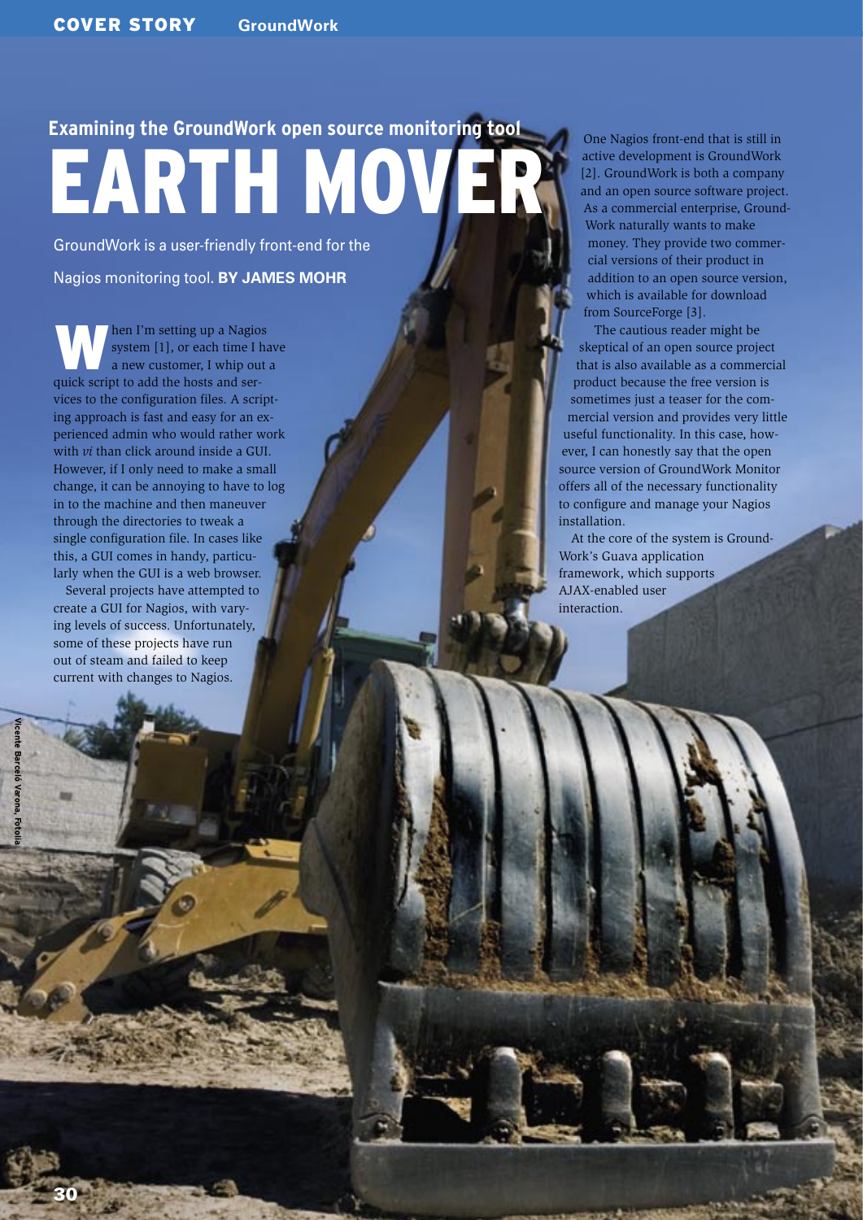Examining the GroundWork open source monitoring tool

# EARTH MOVER

GroundWork is a user-friendly front-end for the Nagios monitoring tool. **BY JAMES MOHR**

When I'm setting up a Nagios system [1], or each time I have a new customer, I whip out a quick script to add the hosts and services to the configuration files. A scripting approach is fast and easy for an experienced admin who would rather work with *vi* than click around inside a GUI. However, if I only need to make a small change, it can be annoying to have to log in to the machine and then maneuver through the directories to tweak a single configuration file. In cases like this, a GUI comes in handy, particularly when the GUI is a web browser.

Several projects have attempted to create a GUI for Nagios, with varying levels of success. Unfortunately, some of these projects have run out of steam and failed to keep current with changes to Nagios.

One Nagios front-end that is still in active development is GroundWork [2]. GroundWork is both a company and an open source software project. As a commercial enterprise, GroundWork naturally wants to make money. They provide two commercial versions of their product in addition to an open source version, which is available for download from SourceForge [3].

The cautious reader might be skeptical of an open source project that is also available as a commercial product because the free version is sometimes just a teaser for the commercial version and provides very little useful functionality. In this case, however, I can honestly say that the open source version of GroundWork Monitor offers all of the necessary functionality to configure and manage your Nagios installation.

At the core of the system is GroundWork's Guava application framework, which supports AJAX-enabled user interaction.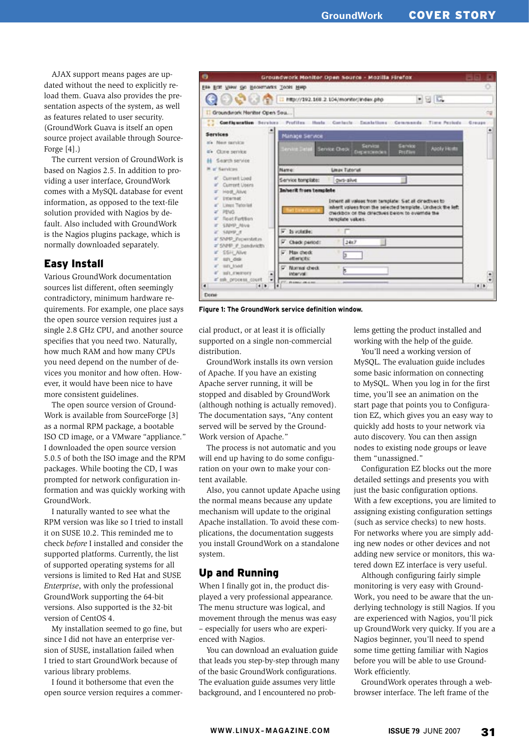AJAX support means pages are updated without the need to explicitly reload them. Guava also provides the presentation aspects of the system, as well as features related to user security. (GroundWork Guava is itself an open source project available through SourceForge [4].)

The current version of GroundWork is based on Nagios 2.5. In addition to providing a user interface, GroundWork comes with a MySQL database for event information, as opposed to the text-file solution provided with Nagios by default. Also included with GroundWork is the Nagios plugins package, which is normally downloaded separately.

## Easy Install

Various GroundWork documentation sources list different, often seemingly contradictory, minimum hardware requirements. For example, one place says the open source version requires just a single 2.8 GHz CPU, and another source specifies that you need two. Naturally, how much RAM and how many CPUs you need depend on the number of devices you monitor and how often. However, it would have been nice to have more consistent guidelines.

The open source version of GroundWork is available from SourceForge [3] as a normal RPM package, a bootable ISO CD image, or a VMware "appliance." I downloaded the open source version 5.0.5 of both the ISO image and the RPM packages. While booting the CD, I was prompted for network configuration information and was quickly working with GroundWork.

I naturally wanted to see what the RPM version was like so I tried to install it on SUSE 10.2. This reminded me to check *before* I installed and consider the supported platforms. Currently, the list of supported operating systems for all versions is limited to Red Hat and SUSE *Enterprise*, with only the professional GroundWork supporting the 64-bit versions. Also supported is the 32-bit version of CentOS 4.

My installation seemed to go fine, but since I did not have an enterprise version of SUSE, installation failed when I tried to start GroundWork because of various library problems.

I found it bothersome that even the open source version requires a commercial product, or at least it is officially supported on a single non-commercial distribution.

GroundWork installs its own version of Apache. If you have an existing Apache server running, it will be stopped and disabled by GroundWork (although nothing is actually removed). The documentation says, "Any content served will be served by the GroundWork version of Apache."

The process is not automatic and you will end up having to do some configuration on your own to make your content available.

Also, you cannot update Apache using the normal means because any update mechanism will update to the original Apache installation. To avoid these complications, the documentation suggests you install GroundWork on a standalone system.

**Figure 1: The GroundWork service definition window.**

## Up and Running

When I finally got in, the product displayed a very professional appearance. The menu structure was logical, and movement through the menus was easy – especially for users who are experienced with Nagios.

You can download an evaluation guide that leads you step-by-step through many of the basic GroundWork configurations. The evaluation guide assumes very little background, and I encountered no problems getting the product installed and working with the help of the guide.

You'll need a working version of MySQL. The evaluation guide includes some basic information on connecting to MySQL. When you log in for the first time, you'll see an animation on the start page that points you to Configuration EZ, which gives you an easy way to quickly add hosts to your network via auto discovery. You can then assign nodes to existing node groups or leave them "unassigned."

Configuration EZ blocks out the more detailed settings and presents you with just the basic configuration options. With a few exceptions, you are limited to assigning existing configuration settings (such as service checks) to new hosts. For networks where you are simply adding new nodes or other devices and not adding new service or monitors, this watered down EZ interface is very useful.

Although configuring fairly simple monitoring is very easy with GroundWork, you need to be aware that the underlying technology is still Nagios. If you are experienced with Nagios, you'll pick up GroundWork very quicky. If you are a Nagios beginner, you'll need to spend some time getting familiar with Nagios before you will be able to use GroundWork efficiently.

GroundWork operates through a web-browser interface. The left frame of the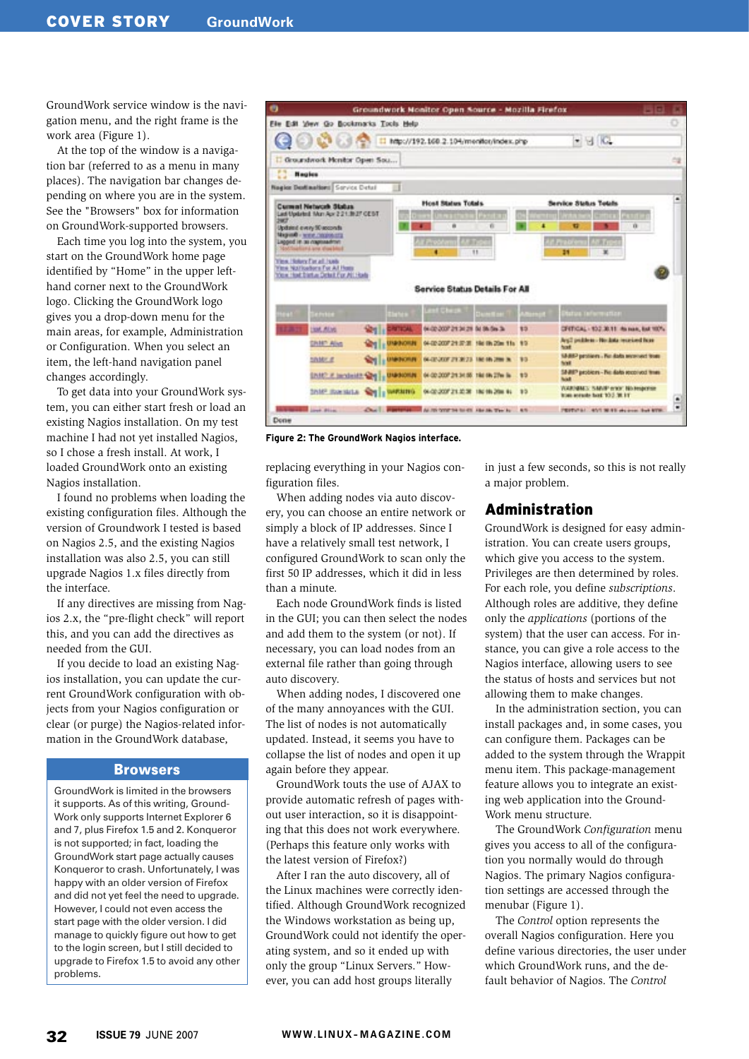GroundWork service window is the navigation menu, and the right frame is the work area (Figure 1).

At the top of the window is a navigation bar (referred to as a menu in many places). The navigation bar changes depending on where you are in the system. See the "Browsers" box for information on GroundWork-supported browsers.

Each time you log into the system, you start on the GroundWork home page identified by "Home" in the upper left-hand corner next to the GroundWork logo. Clicking the GroundWork logo gives you a drop-down menu for the main areas, for example, Administration or Configuration. When you select an item, the left-hand navigation panel changes accordingly.

To get data into your GroundWork system, you can either start fresh or load an existing Nagios installation. On my test machine I had not yet installed Nagios, so I chose a fresh install. At work, I loaded GroundWork onto an existing Nagios installation.

I found no problems when loading the existing configuration files. Although the version of Groundwork I tested is based on Nagios 2.5, and the existing Nagios installation was also 2.5, you can still upgrade Nagios 1.x files directly from the interface.

If any directives are missing from Nagios 2.x, the "pre-flight check" will report this, and you can add the directives as needed from the GUI.

If you decide to load an existing Nagios installation, you can update the current GroundWork configuration with objects from your Nagios configuration or clear (or purge) the Nagios-related information in the GroundWork database, replacing everything in your Nagios configuration files.

When adding nodes via auto discovery, you can choose an entire network or simply a block of IP addresses. Since I have a relatively small test network, I configured GroundWork to scan only the first 50 IP addresses, which it did in less than a minute.

Each node GroundWork finds is listed in the GUI; you can then select the nodes and add them to the system (or not). If necessary, you can load nodes from an external file rather than going through auto discovery.

When adding nodes, I discovered one of the many annoyances with the GUI. The list of nodes is not automatically updated. Instead, it seems you have to collapse the list of nodes and open it up again before they appear.

GroundWork touts the use of AJAX to provide automatic refresh of pages without user interaction, so it is disappointing that this does not work everywhere. (Perhaps this feature only works with the latest version of Firefox?)

After I ran the auto discovery, all of the Linux machines were correctly identified. Although GroundWork recognized the Windows workstation as being up, GroundWork could not identify the operating system, and so it ended up with only the group "Linux Servers." However, you can add host groups literally in just a few seconds, so this is not really a major problem.

## Browsers

GroundWork is limited in the browsers it supports. As of this writing, GroundWork only supports Internet Explorer 6 and 7, plus Firefox 1.5 and 2. Konqueror is not supported; in fact, loading the GroundWork start page actually causes Konqueror to crash. Unfortunately, I was happy with an older version of Firefox and did not yet feel the need to upgrade. However, I could not even access the start page with the older version. I did manage to quickly figure out how to get to the login screen, but I still decided to upgrade to Firefox 1.5 to avoid any other problems.

Figure 2: The GroundWork Nagios interface.

## Administration

GroundWork is designed for easy administration. You can create users groups, which give you access to the system. Privileges are then determined by roles. For each role, you define *subscriptions*. Although roles are additive, they define only the *applications* (portions of the system) that the user can access. For instance, you can give a role access to the Nagios interface, allowing users to see the status of hosts and services but not allowing them to make changes.

In the administration section, you can install packages and, in some cases, you can configure them. Packages can be added to the system through the Wrappit menu item. This package-management feature allows you to integrate an existing web application into the GroundWork menu structure.

The GroundWork *Configuration* menu gives you access to all of the configuration you normally would do through Nagios. The primary Nagios configuration settings are accessed through the menubar (Figure 1).

The *Control* option represents the overall Nagios configuration. Here you define various directories, the user under which GroundWork runs, and the default behavior of Nagios. The *Control*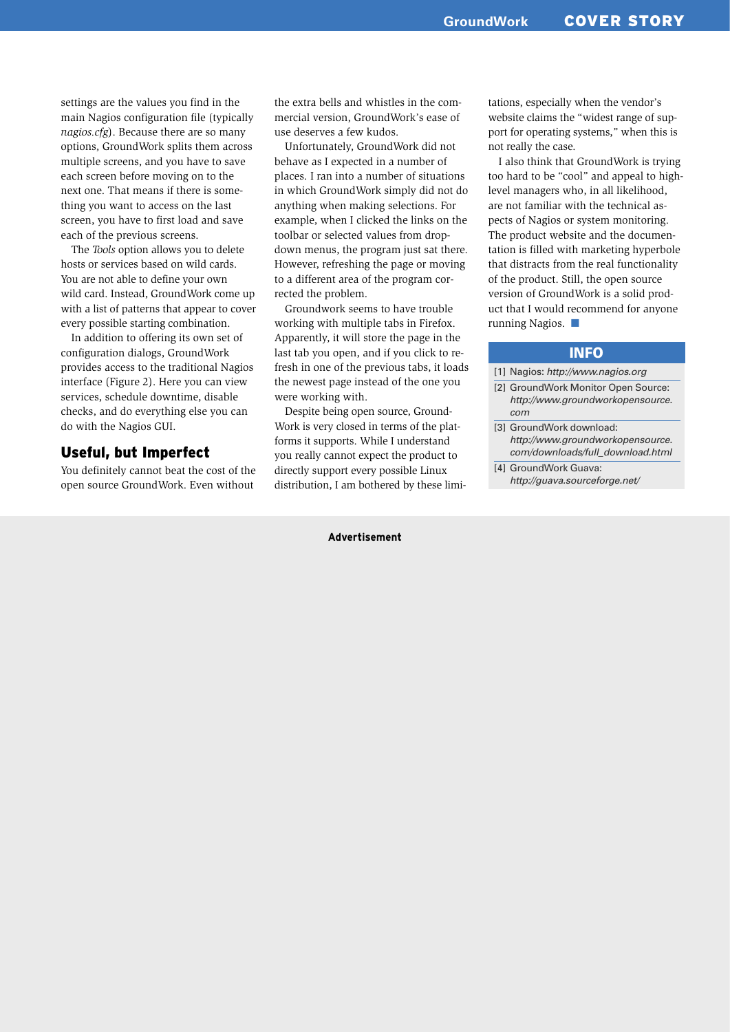settings are the values you find in the main Nagios configuration file (typically *nagios.cfg*). Because there are so many options, GroundWork splits them across multiple screens, and you have to save each screen before moving on to the next one. That means if there is something you want to access on the last screen, you have to first load and save each of the previous screens.

The *Tools* option allows you to delete hosts or services based on wild cards. You are not able to define your own wild card. Instead, GroundWork come up with a list of patterns that appear to cover every possible starting combination.

In addition to offering its own set of configuration dialogs, GroundWork provides access to the traditional Nagios interface (Figure 2). Here you can view services, schedule downtime, disable checks, and do everything else you can do with the Nagios GUI.

## Useful, but Imperfect

You definitely cannot beat the cost of the open source GroundWork. Even without the extra bells and whistles in the commercial version, GroundWork's ease of use deserves a few kudos.

Unfortunately, GroundWork did not behave as I expected in a number of places. I ran into a number of situations in which GroundWork simply did not do anything when making selections. For example, when I clicked the links on the toolbar or selected values from drop-down menus, the program just sat there. However, refreshing the page or moving to a different area of the program corrected the problem.

Groundwork seems to have trouble working with multiple tabs in Firefox. Apparently, it will store the page in the last tab you open, and if you click to refresh in one of the previous tabs, it loads the newest page instead of the one you were working with.

Despite being open source, GroundWork is very closed in terms of the platforms it supports. While I understand you really cannot expect the product to directly support every possible Linux distribution, I am bothered by these limitations, especially when the vendor's website claims the "widest range of support for operating systems," when this is not really the case.

I also think that GroundWork is trying too hard to be "cool" and appeal to high-level managers who, in all likelihood, are not familiar with the technical aspects of Nagios or system monitoring. The product website and the documentation is filled with marketing hyperbole that distracts from the real functionality of the product. Still, the open source version of GroundWork is a solid product that I would recommend for anyone running Nagios. ■

### INFO

[1] Nagios: *http://www.nagios.org*

[2] GroundWork Monitor Open Source: *http://www.groundworkopensource.com*

[3] GroundWork download: *http://www.groundworkopensource.com/downloads/full_download.html*

[4] GroundWork Guava: *http://guava.sourceforge.net/*

**Advertisement**